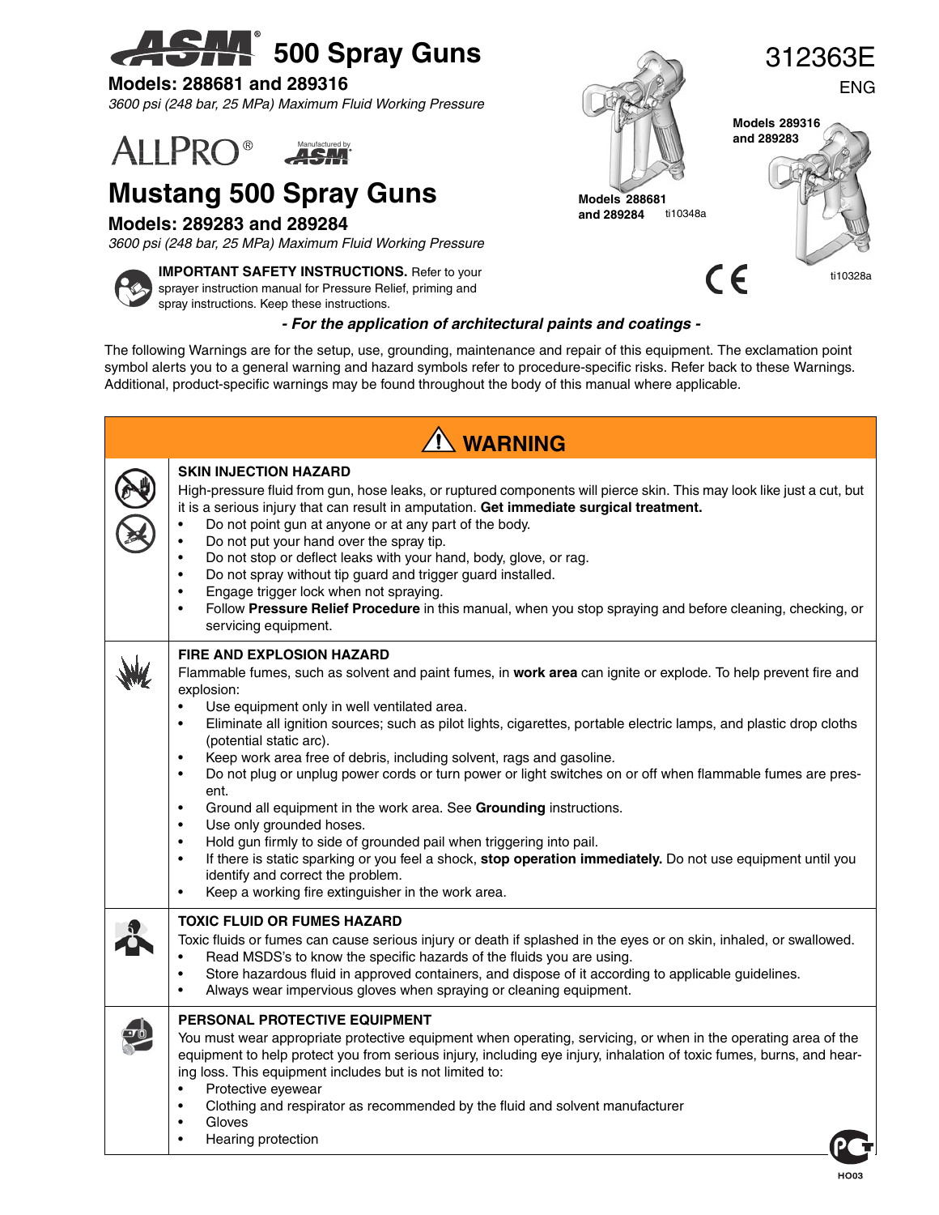# ASM 500 Spray Guns

312363E

ENG

## Models: 288681 and 289316

*3600 psi (248 bar, 25 MPa) Maximum Fluid Working Pressure*

ALLPRO® Manufactured by ASM

# Mustang 500 Spray Guns

## Models: 289283 and 289284

*3600 psi (248 bar, 25 MPa) Maximum Fluid Working Pressure*

**IMPORTANT SAFETY INSTRUCTIONS.** Refer to your sprayer instruction manual for Pressure Relief, priming and spray instructions. Keep these instructions.

**Models 288681 and 289284** ti10348a

**Models 289316 and 289283** ti10328a

***- For the application of architectural paints and coatings -***

The following Warnings are for the setup, use, grounding, maintenance and repair of this equipment. The exclamation point symbol alerts you to a general warning and hazard symbols refer to procedure-specific risks. Refer back to these Warnings. Additional, product-specific warnings may be found throughout the body of this manual where applicable.

## ⚠ WARNING

**SKIN INJECTION HAZARD**

High-pressure fluid from gun, hose leaks, or ruptured components will pierce skin. This may look like just a cut, but it is a serious injury that can result in amputation. **Get immediate surgical treatment.**

- Do not point gun at anyone or at any part of the body.
- Do not put your hand over the spray tip.
- Do not stop or deflect leaks with your hand, body, glove, or rag.
- Do not spray without tip guard and trigger guard installed.
- Engage trigger lock when not spraying.
- Follow **Pressure Relief Procedure** in this manual, when you stop spraying and before cleaning, checking, or servicing equipment.

**FIRE AND EXPLOSION HAZARD**

Flammable fumes, such as solvent and paint fumes, in **work area** can ignite or explode. To help prevent fire and explosion:

- Use equipment only in well ventilated area.
- Eliminate all ignition sources; such as pilot lights, cigarettes, portable electric lamps, and plastic drop cloths (potential static arc).
- Keep work area free of debris, including solvent, rags and gasoline.
- Do not plug or unplug power cords or turn power or light switches on or off when flammable fumes are present.
- Ground all equipment in the work area. See **Grounding** instructions.
- Use only grounded hoses.
- Hold gun firmly to side of grounded pail when triggering into pail.
- If there is static sparking or you feel a shock, **stop operation immediately.** Do not use equipment until you identify and correct the problem.
- Keep a working fire extinguisher in the work area.

**TOXIC FLUID OR FUMES HAZARD**

Toxic fluids or fumes can cause serious injury or death if splashed in the eyes or on skin, inhaled, or swallowed.

- Read MSDS's to know the specific hazards of the fluids you are using.
- Store hazardous fluid in approved containers, and dispose of it according to applicable guidelines.
- Always wear impervious gloves when spraying or cleaning equipment.

**PERSONAL PROTECTIVE EQUIPMENT**

You must wear appropriate protective equipment when operating, servicing, or when in the operating area of the equipment to help protect you from serious injury, including eye injury, inhalation of toxic fumes, burns, and hearing loss. This equipment includes but is not limited to:

- Protective eyewear
- Clothing and respirator as recommended by the fluid and solvent manufacturer
- Gloves
- Hearing protection

HO03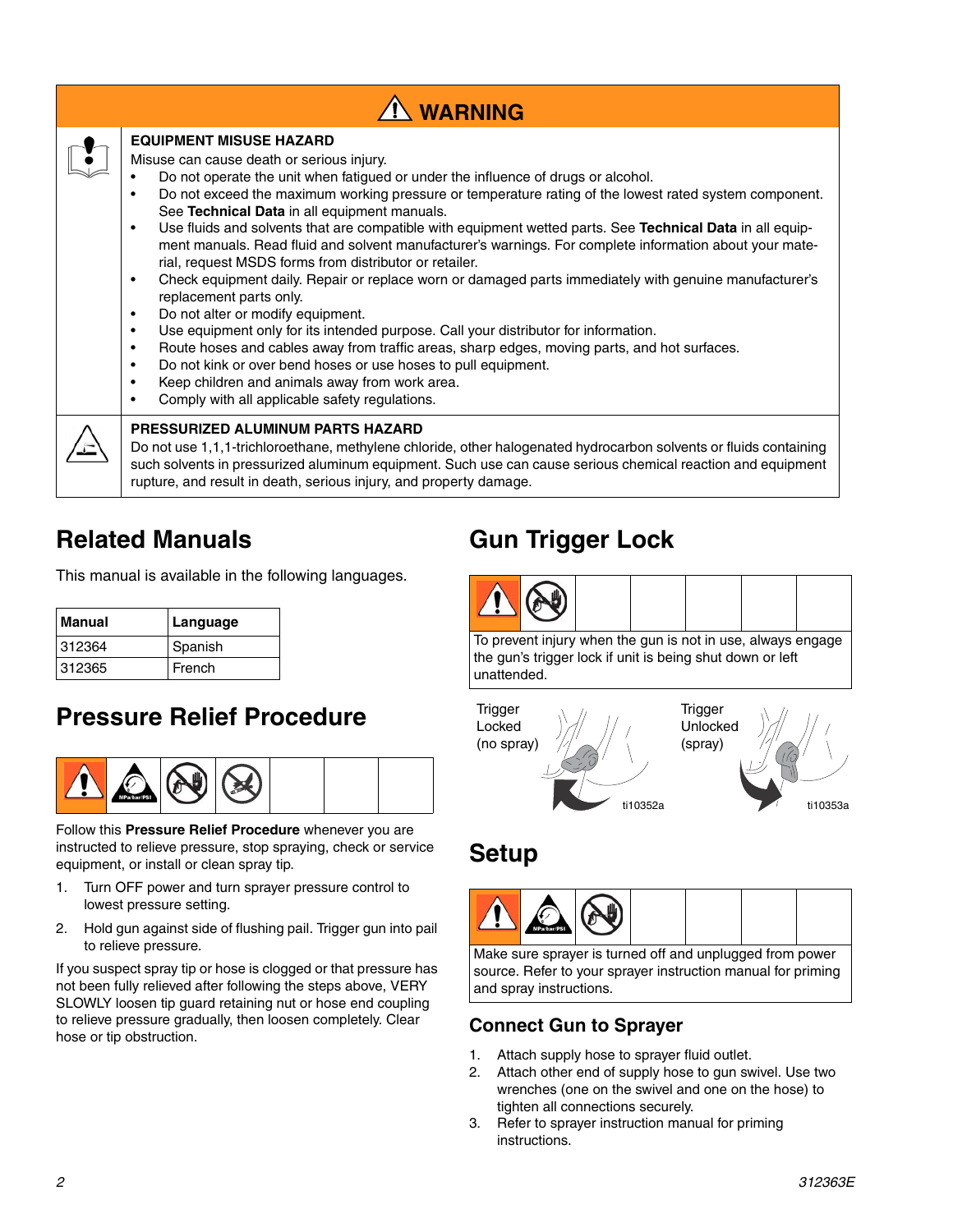## ⚠ WARNING

**EQUIPMENT MISUSE HAZARD**

Misuse can cause death or serious injury.

- Do not operate the unit when fatigued or under the influence of drugs or alcohol.
- Do not exceed the maximum working pressure or temperature rating of the lowest rated system component. See **Technical Data** in all equipment manuals.
- Use fluids and solvents that are compatible with equipment wetted parts. See **Technical Data** in all equipment manuals. Read fluid and solvent manufacturer's warnings. For complete information about your material, request MSDS forms from distributor or retailer.
- Check equipment daily. Repair or replace worn or damaged parts immediately with genuine manufacturer's replacement parts only.
- Do not alter or modify equipment.
- Use equipment only for its intended purpose. Call your distributor for information.
- Route hoses and cables away from traffic areas, sharp edges, moving parts, and hot surfaces.
- Do not kink or over bend hoses or use hoses to pull equipment.
- Keep children and animals away from work area.
- Comply with all applicable safety regulations.

**PRESSURIZED ALUMINUM PARTS HAZARD**

Do not use 1,1,1-trichloroethane, methylene chloride, other halogenated hydrocarbon solvents or fluids containing such solvents in pressurized aluminum equipment. Such use can cause serious chemical reaction and equipment rupture, and result in death, serious injury, and property damage.

# Related Manuals

This manual is available in the following languages.

| Manual | Language |
|---|---|
| 312364 | Spanish |
| 312365 | French |

# Pressure Relief Procedure

Follow this **Pressure Relief Procedure** whenever you are instructed to relieve pressure, stop spraying, check or service equipment, or install or clean spray tip.

1. Turn OFF power and turn sprayer pressure control to lowest pressure setting.
2. Hold gun against side of flushing pail. Trigger gun into pail to relieve pressure.

If you suspect spray tip or hose is clogged or that pressure has not been fully relieved after following the steps above, VERY SLOWLY loosen tip guard retaining nut or hose end coupling to relieve pressure gradually, then loosen completely. Clear hose or tip obstruction.

# Gun Trigger Lock

To prevent injury when the gun is not in use, always engage the gun's trigger lock if unit is being shut down or left unattended.

Trigger Locked (no spray) ti10352a

Trigger Unlocked (spray) ti10353a

# Setup

Make sure sprayer is turned off and unplugged from power source. Refer to your sprayer instruction manual for priming and spray instructions.

## Connect Gun to Sprayer

1. Attach supply hose to sprayer fluid outlet.
2. Attach other end of supply hose to gun swivel. Use two wrenches (one on the swivel and one on the hose) to tighten all connections securely.
3. Refer to sprayer instruction manual for priming instructions.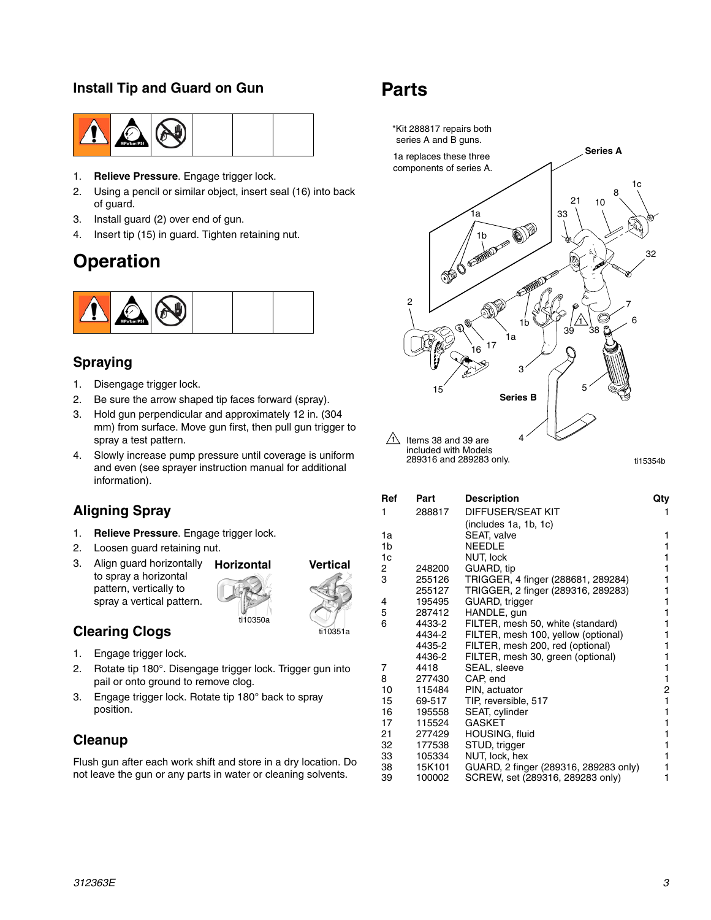## Install Tip and Guard on Gun

1. **Relieve Pressure**. Engage trigger lock.
2. Using a pencil or similar object, insert seal (16) into back of guard.
3. Install guard (2) over end of gun.
4. Insert tip (15) in guard. Tighten retaining nut.

# Operation

## Spraying

1. Disengage trigger lock.
2. Be sure the arrow shaped tip faces forward (spray).
3. Hold gun perpendicular and approximately 12 in. (304 mm) from surface. Move gun first, then pull gun trigger to spray a test pattern.
4. Slowly increase pump pressure until coverage is uniform and even (see sprayer instruction manual for additional information).

## Aligning Spray

1. **Relieve Pressure**. Engage trigger lock.
2. Loosen guard retaining nut.
3. Align guard horizontally to spray a horizontal pattern, vertically to spray a vertical pattern.

**Horizontal**

ti10350a

**Vertical**

ti10351a

## Clearing Clogs

1. Engage trigger lock.
2. Rotate tip 180°. Disengage trigger lock. Trigger gun into pail or onto ground to remove clog.
3. Engage trigger lock. Rotate tip 180° back to spray position.

## Cleanup

Flush gun after each work shift and store in a dry location. Do not leave the gun or any parts in water or cleaning solvents.

# Parts

*Kit 288817 repairs both series A and B guns.

1a replaces these three components of series A.

Series A

Series B

⚠1 Items 38 and 39 are included with Models 289316 and 289283 only.

ti15354b

| Ref | Part | Description | Qty |
|---|---|---|---|
| 1 | 288817 | DIFFUSER/SEAT KIT (includes 1a, 1b, 1c) | 1 |
| 1a | | SEAT, valve | 1 |
| 1b | | NEEDLE | 1 |
| 1c | | NUT, lock | 1 |
| 2 | 248200 | GUARD, tip | 1 |
| 3 | 255126 | TRIGGER, 4 finger (288681, 289284) | 1 |
| | 255127 | TRIGGER, 2 finger (289316, 289283) | 1 |
| 4 | 195495 | GUARD, trigger | 1 |
| 5 | 287412 | HANDLE, gun | 1 |
| 6 | 4433-2 | FILTER, mesh 50, white (standard) | 1 |
| | 4434-2 | FILTER, mesh 100, yellow (optional) | 1 |
| | 4435-2 | FILTER, mesh 200, red (optional) | 1 |
| | 4436-2 | FILTER, mesh 30, green (optional) | 1 |
| 7 | 4418 | SEAL, sleeve | 1 |
| 8 | 277430 | CAP, end | 1 |
| 10 | 115484 | PIN, actuator | 2 |
| 15 | 69-517 | TIP, reversible, 517 | 1 |
| 16 | 195558 | SEAT, cylinder | 1 |
| 17 | 115524 | GASKET | 1 |
| 21 | 277429 | HOUSING, fluid | 1 |
| 32 | 177538 | STUD, trigger | 1 |
| 33 | 105334 | NUT, lock, hex | 1 |
| 38 | 15K101 | GUARD, 2 finger (289316, 289283 only) | 1 |
| 39 | 100002 | SCREW, set (289316, 289283 only) | 1 |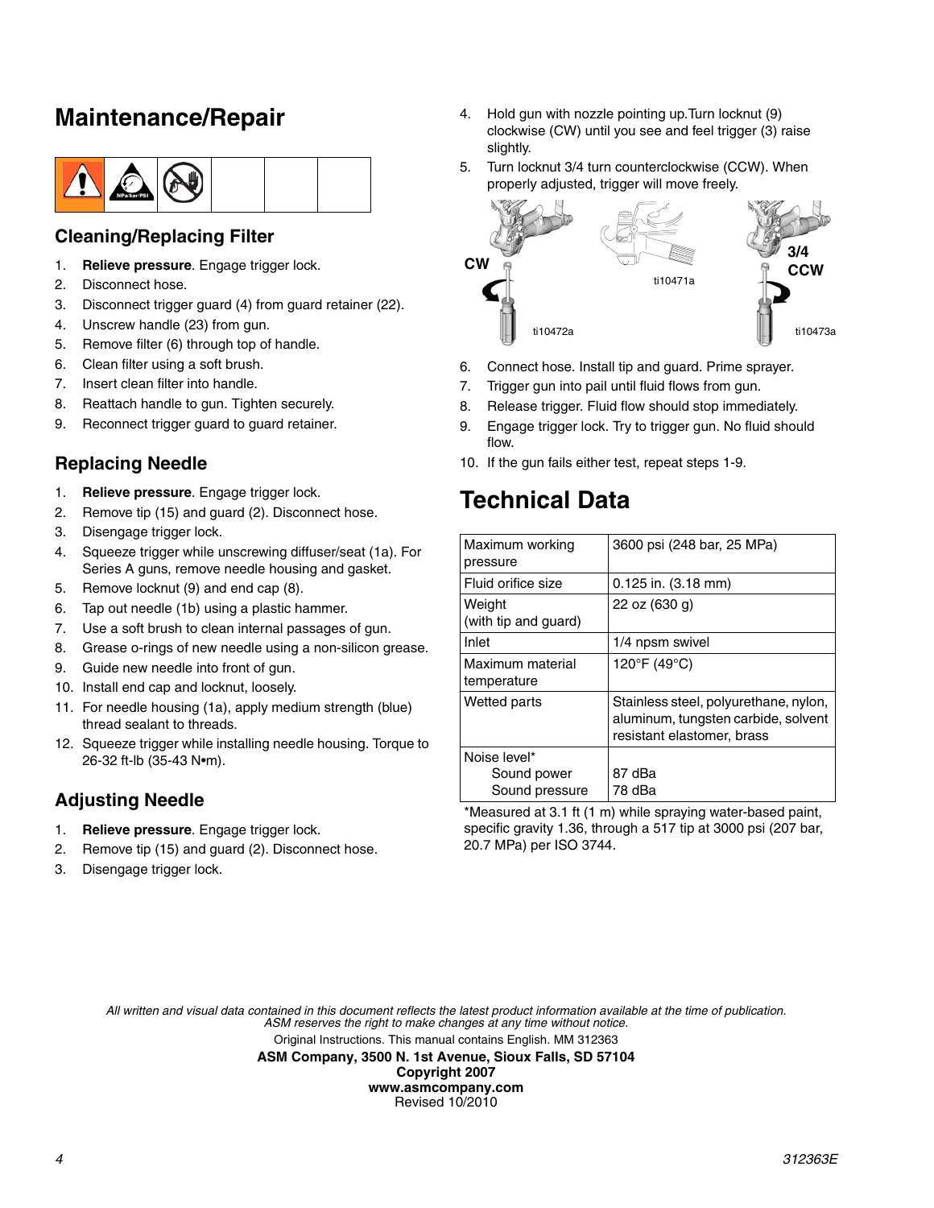## Maintenance/Repair

### Cleaning/Replacing Filter

1. **Relieve pressure**. Engage trigger lock.
2. Disconnect hose.
3. Disconnect trigger guard (4) from guard retainer (22).
4. Unscrew handle (23) from gun.
5. Remove filter (6) through top of handle.
6. Clean filter using a soft brush.
7. Insert clean filter into handle.
8. Reattach handle to gun. Tighten securely.
9. Reconnect trigger guard to guard retainer.

### Replacing Needle

1. **Relieve pressure**. Engage trigger lock.
2. Remove tip (15) and guard (2). Disconnect hose.
3. Disengage trigger lock.
4. Squeeze trigger while unscrewing diffuser/seat (1a). For Series A guns, remove needle housing and gasket.
5. Remove locknut (9) and end cap (8).
6. Tap out needle (1b) using a plastic hammer.
7. Use a soft brush to clean internal passages of gun.
8. Grease o-rings of new needle using a non-silicon grease.
9. Guide new needle into front of gun.
10. Install end cap and locknut, loosely.
11. For needle housing (1a), apply medium strength (blue) thread sealant to threads.
12. Squeeze trigger while installing needle housing. Torque to 26-32 ft-lb (35-43 N•m).

### Adjusting Needle

1. **Relieve pressure**. Engage trigger lock.
2. Remove tip (15) and guard (2). Disconnect hose.
3. Disengage trigger lock.
4. Hold gun with nozzle pointing up.Turn locknut (9) clockwise (CW) until you see and feel trigger (3) raise slightly.
5. Turn locknut 3/4 turn counterclockwise (CCW). When properly adjusted, trigger will move freely.

CW

ti10472a

ti10471a

3/4 CCW

ti10473a

6. Connect hose. Install tip and guard. Prime sprayer.
7. Trigger gun into pail until fluid flows from gun.
8. Release trigger. Fluid flow should stop immediately.
9. Engage trigger lock. Try to trigger gun. No fluid should flow.
10. If the gun fails either test, repeat steps 1-9.

## Technical Data

| | |
|---|---|
| Maximum working pressure | 3600 psi (248 bar, 25 MPa) |
| Fluid orifice size | 0.125 in. (3.18 mm) |
| Weight (with tip and guard) | 22 oz (630 g) |
| Inlet | 1/4 npsm swivel |
| Maximum material temperature | 120°F (49°C) |
| Wetted parts | Stainless steel, polyurethane, nylon, aluminum, tungsten carbide, solvent resistant elastomer, brass |
| Noise level*<br>Sound power<br>Sound pressure | <br>87 dBa<br>78 dBa |

*Measured at 3.1 ft (1 m) while spraying water-based paint, specific gravity 1.36, through a 517 tip at 3000 psi (207 bar, 20.7 MPa) per ISO 3744.

*All written and visual data contained in this document reflects the latest product information available at the time of publication. ASM reserves the right to make changes at any time without notice.*

Original Instructions. This manual contains English. MM 312363

**ASM Company, 3500 N. 1st Avenue, Sioux Falls, SD 57104**
**Copyright 2007**
**www.asmcompany.com**
Revised 10/2010